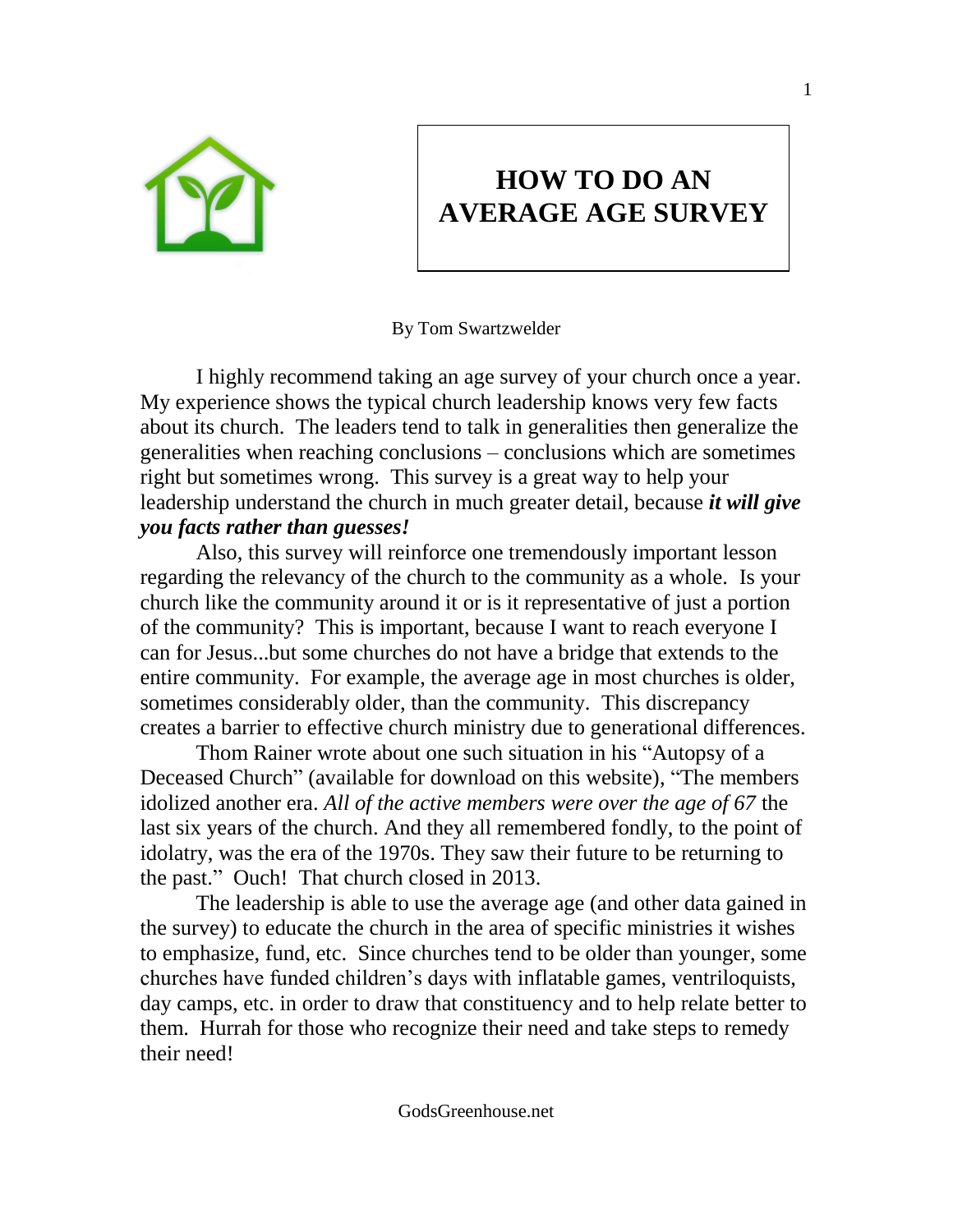# HOW TO DO AN AVERAGE AGE SURVEY

By Tom Swartzwelder

I highly recommend taking an age survey of your church once a year. My experience shows the typical church leadership knows very few facts about its church. The leaders tend to talk in generalities then generalize the generalities when reaching conclusions – conclusions which are sometimes right but sometimes wrong. This survey is a great way to help your leadership understand the church in much greater detail, because ***it will give you facts rather than guesses!***

Also, this survey will reinforce one tremendously important lesson regarding the relevancy of the church to the community as a whole. Is your church like the community around it or is it representative of just a portion of the community? This is important, because I want to reach everyone I can for Jesus...but some churches do not have a bridge that extends to the entire community. For example, the average age in most churches is older, sometimes considerably older, than the community. This discrepancy creates a barrier to effective church ministry due to generational differences.

Thom Rainer wrote about one such situation in his "Autopsy of a Deceased Church" (available for download on this website), "The members idolized another era. *All of the active members were over the age of 67* the last six years of the church. And they all remembered fondly, to the point of idolatry, was the era of the 1970s. They saw their future to be returning to the past." Ouch! That church closed in 2013.

The leadership is able to use the average age (and other data gained in the survey) to educate the church in the area of specific ministries it wishes to emphasize, fund, etc. Since churches tend to be older than younger, some churches have funded children's days with inflatable games, ventriloquists, day camps, etc. in order to draw that constituency and to help relate better to them. Hurrah for those who recognize their need and take steps to remedy their need!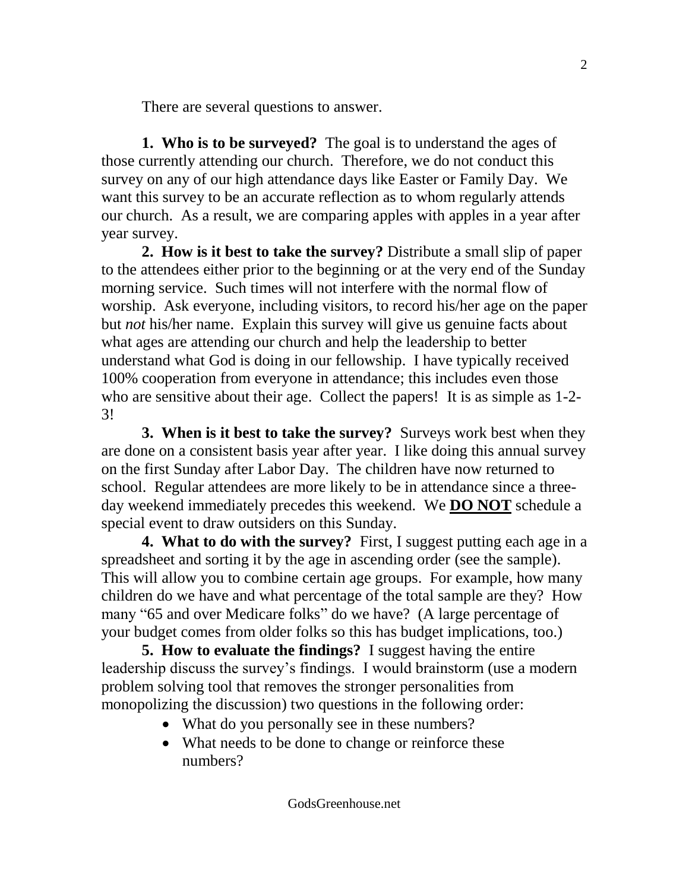There are several questions to answer.

**1. Who is to be surveyed?** The goal is to understand the ages of those currently attending our church. Therefore, we do not conduct this survey on any of our high attendance days like Easter or Family Day. We want this survey to be an accurate reflection as to whom regularly attends our church. As a result, we are comparing apples with apples in a year after year survey.

**2. How is it best to take the survey?** Distribute a small slip of paper to the attendees either prior to the beginning or at the very end of the Sunday morning service. Such times will not interfere with the normal flow of worship. Ask everyone, including visitors, to record his/her age on the paper but *not* his/her name. Explain this survey will give us genuine facts about what ages are attending our church and help the leadership to better understand what God is doing in our fellowship. I have typically received 100% cooperation from everyone in attendance; this includes even those who are sensitive about their age. Collect the papers! It is as simple as 1-2-3!

**3. When is it best to take the survey?** Surveys work best when they are done on a consistent basis year after year. I like doing this annual survey on the first Sunday after Labor Day. The children have now returned to school. Regular attendees are more likely to be in attendance since a three-day weekend immediately precedes this weekend. We **<u>DO NOT</u>** schedule a special event to draw outsiders on this Sunday.

**4. What to do with the survey?** First, I suggest putting each age in a spreadsheet and sorting it by the age in ascending order (see the sample). This will allow you to combine certain age groups. For example, how many children do we have and what percentage of the total sample are they? How many "65 and over Medicare folks" do we have? (A large percentage of your budget comes from older folks so this has budget implications, too.)

**5. How to evaluate the findings?** I suggest having the entire leadership discuss the survey's findings. I would brainstorm (use a modern problem solving tool that removes the stronger personalities from monopolizing the discussion) two questions in the following order:

- What do you personally see in these numbers?
- What needs to be done to change or reinforce these numbers?

GodsGreenhouse.net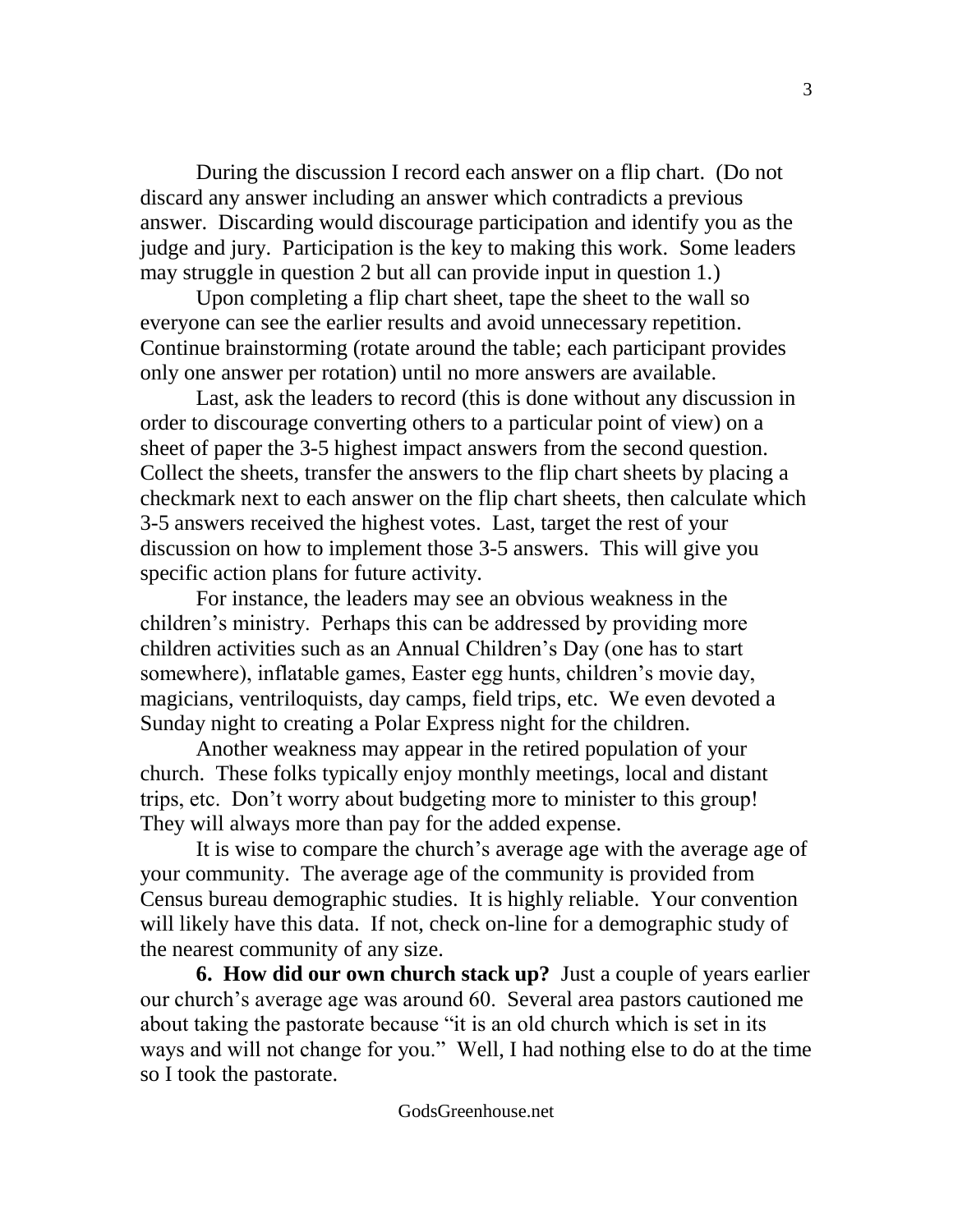During the discussion I record each answer on a flip chart. (Do not discard any answer including an answer which contradicts a previous answer. Discarding would discourage participation and identify you as the judge and jury. Participation is the key to making this work. Some leaders may struggle in question 2 but all can provide input in question 1.)

Upon completing a flip chart sheet, tape the sheet to the wall so everyone can see the earlier results and avoid unnecessary repetition. Continue brainstorming (rotate around the table; each participant provides only one answer per rotation) until no more answers are available.

Last, ask the leaders to record (this is done without any discussion in order to discourage converting others to a particular point of view) on a sheet of paper the 3-5 highest impact answers from the second question. Collect the sheets, transfer the answers to the flip chart sheets by placing a checkmark next to each answer on the flip chart sheets, then calculate which 3-5 answers received the highest votes. Last, target the rest of your discussion on how to implement those 3-5 answers. This will give you specific action plans for future activity.

For instance, the leaders may see an obvious weakness in the children's ministry. Perhaps this can be addressed by providing more children activities such as an Annual Children's Day (one has to start somewhere), inflatable games, Easter egg hunts, children's movie day, magicians, ventriloquists, day camps, field trips, etc. We even devoted a Sunday night to creating a Polar Express night for the children.

Another weakness may appear in the retired population of your church. These folks typically enjoy monthly meetings, local and distant trips, etc. Don't worry about budgeting more to minister to this group! They will always more than pay for the added expense.

It is wise to compare the church's average age with the average age of your community. The average age of the community is provided from Census bureau demographic studies. It is highly reliable. Your convention will likely have this data. If not, check on-line for a demographic study of the nearest community of any size.

**6. How did our own church stack up?** Just a couple of years earlier our church's average age was around 60. Several area pastors cautioned me about taking the pastorate because "it is an old church which is set in its ways and will not change for you." Well, I had nothing else to do at the time so I took the pastorate.

GodsGreenhouse.net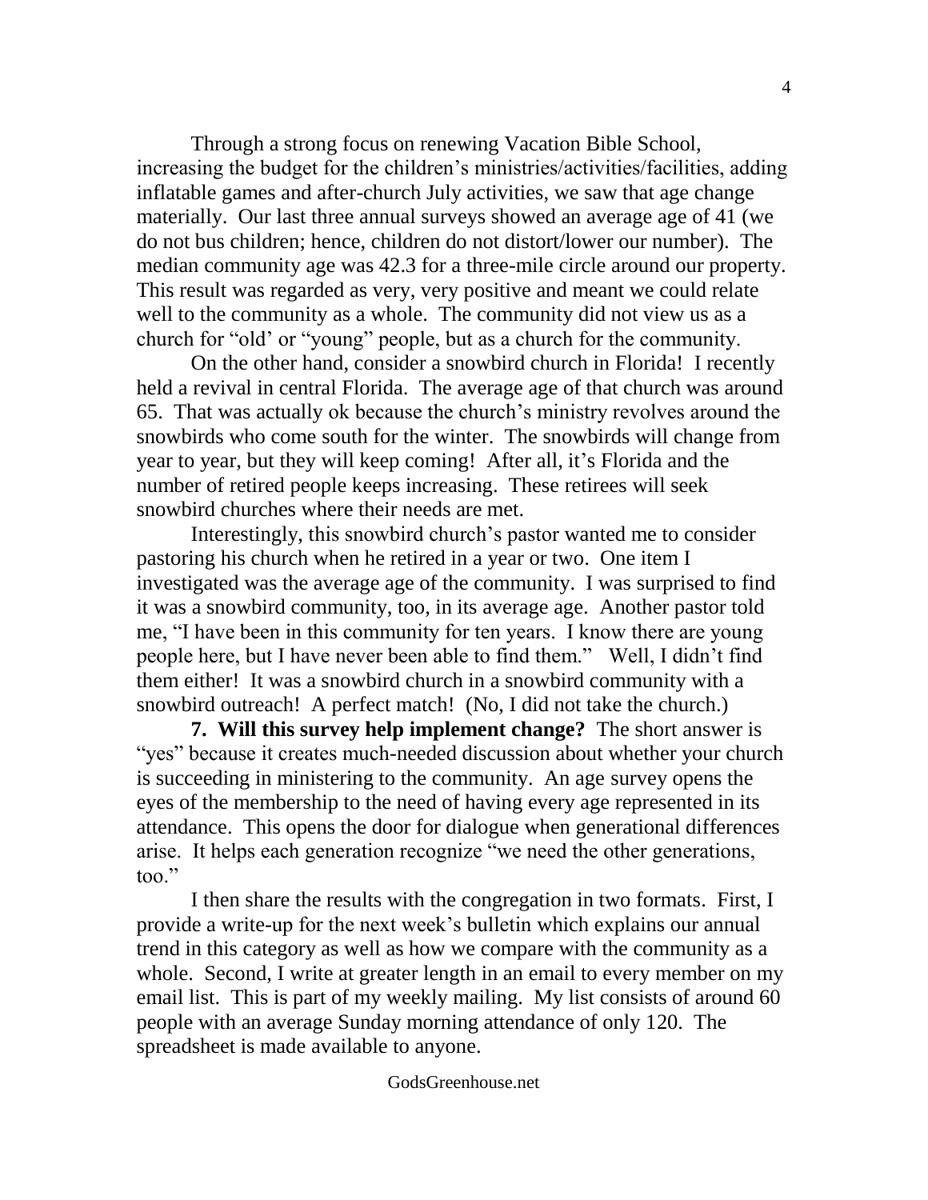Through a strong focus on renewing Vacation Bible School, increasing the budget for the children's ministries/activities/facilities, adding inflatable games and after-church July activities, we saw that age change materially. Our last three annual surveys showed an average age of 41 (we do not bus children; hence, children do not distort/lower our number). The median community age was 42.3 for a three-mile circle around our property. This result was regarded as very, very positive and meant we could relate well to the community as a whole. The community did not view us as a church for "old' or "young" people, but as a church for the community.

On the other hand, consider a snowbird church in Florida! I recently held a revival in central Florida. The average age of that church was around 65. That was actually ok because the church's ministry revolves around the snowbirds who come south for the winter. The snowbirds will change from year to year, but they will keep coming! After all, it's Florida and the number of retired people keeps increasing. These retirees will seek snowbird churches where their needs are met.

Interestingly, this snowbird church's pastor wanted me to consider pastoring his church when he retired in a year or two. One item I investigated was the average age of the community. I was surprised to find it was a snowbird community, too, in its average age. Another pastor told me, "I have been in this community for ten years. I know there are young people here, but I have never been able to find them." Well, I didn't find them either! It was a snowbird church in a snowbird community with a snowbird outreach! A perfect match! (No, I did not take the church.)

**7. Will this survey help implement change?** The short answer is "yes" because it creates much-needed discussion about whether your church is succeeding in ministering to the community. An age survey opens the eyes of the membership to the need of having every age represented in its attendance. This opens the door for dialogue when generational differences arise. It helps each generation recognize "we need the other generations, too."

I then share the results with the congregation in two formats. First, I provide a write-up for the next week's bulletin which explains our annual trend in this category as well as how we compare with the community as a whole. Second, I write at greater length in an email to every member on my email list. This is part of my weekly mailing. My list consists of around 60 people with an average Sunday morning attendance of only 120. The spreadsheet is made available to anyone.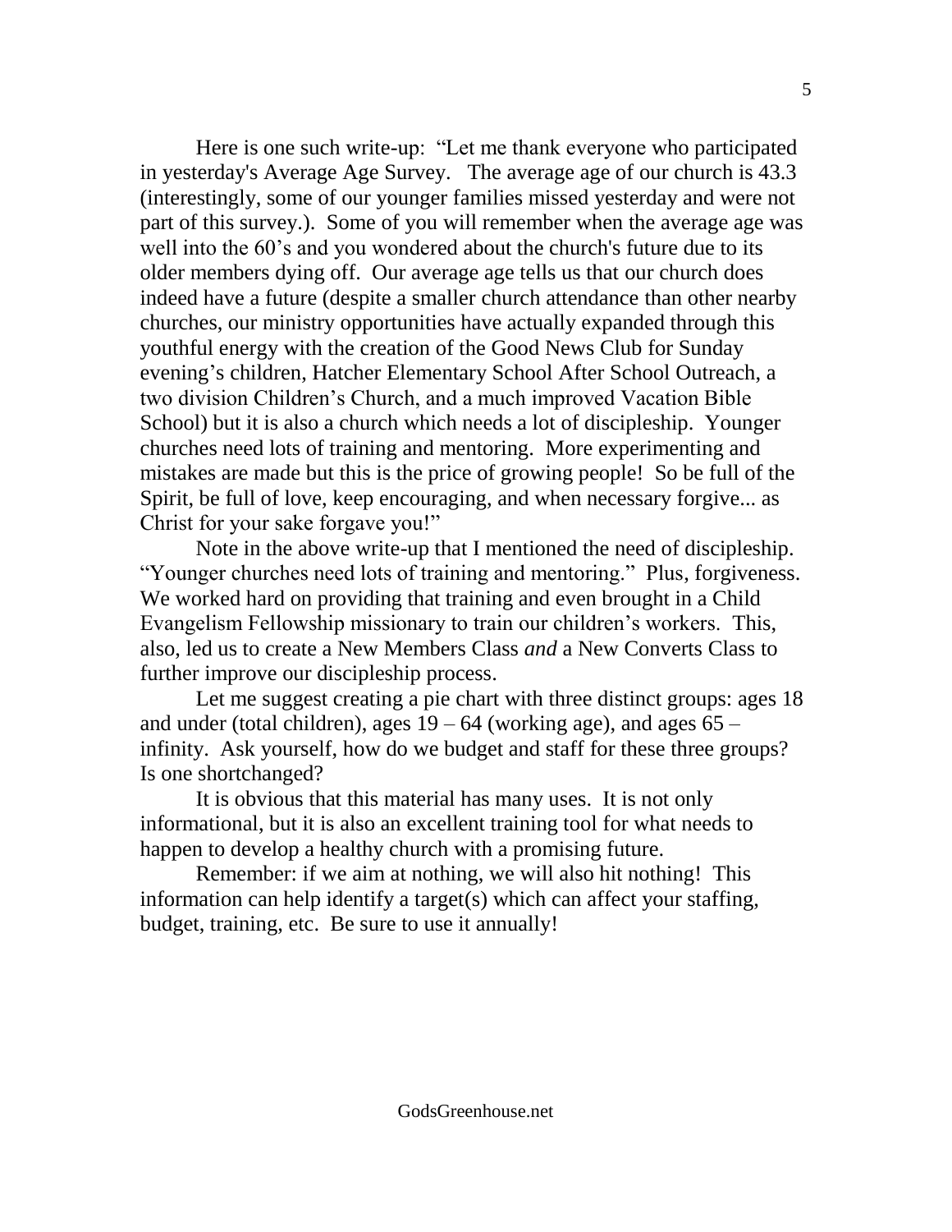Here is one such write-up: "Let me thank everyone who participated in yesterday's Average Age Survey. The average age of our church is 43.3 (interestingly, some of our younger families missed yesterday and were not part of this survey.). Some of you will remember when the average age was well into the 60's and you wondered about the church's future due to its older members dying off. Our average age tells us that our church does indeed have a future (despite a smaller church attendance than other nearby churches, our ministry opportunities have actually expanded through this youthful energy with the creation of the Good News Club for Sunday evening's children, Hatcher Elementary School After School Outreach, a two division Children's Church, and a much improved Vacation Bible School) but it is also a church which needs a lot of discipleship. Younger churches need lots of training and mentoring. More experimenting and mistakes are made but this is the price of growing people! So be full of the Spirit, be full of love, keep encouraging, and when necessary forgive... as Christ for your sake forgave you!"

Note in the above write-up that I mentioned the need of discipleship. "Younger churches need lots of training and mentoring." Plus, forgiveness. We worked hard on providing that training and even brought in a Child Evangelism Fellowship missionary to train our children's workers. This, also, led us to create a New Members Class *and* a New Converts Class to further improve our discipleship process.

Let me suggest creating a pie chart with three distinct groups: ages 18 and under (total children), ages 19 – 64 (working age), and ages 65 – infinity. Ask yourself, how do we budget and staff for these three groups? Is one shortchanged?

It is obvious that this material has many uses. It is not only informational, but it is also an excellent training tool for what needs to happen to develop a healthy church with a promising future.

Remember: if we aim at nothing, we will also hit nothing! This information can help identify a target(s) which can affect your staffing, budget, training, etc. Be sure to use it annually!